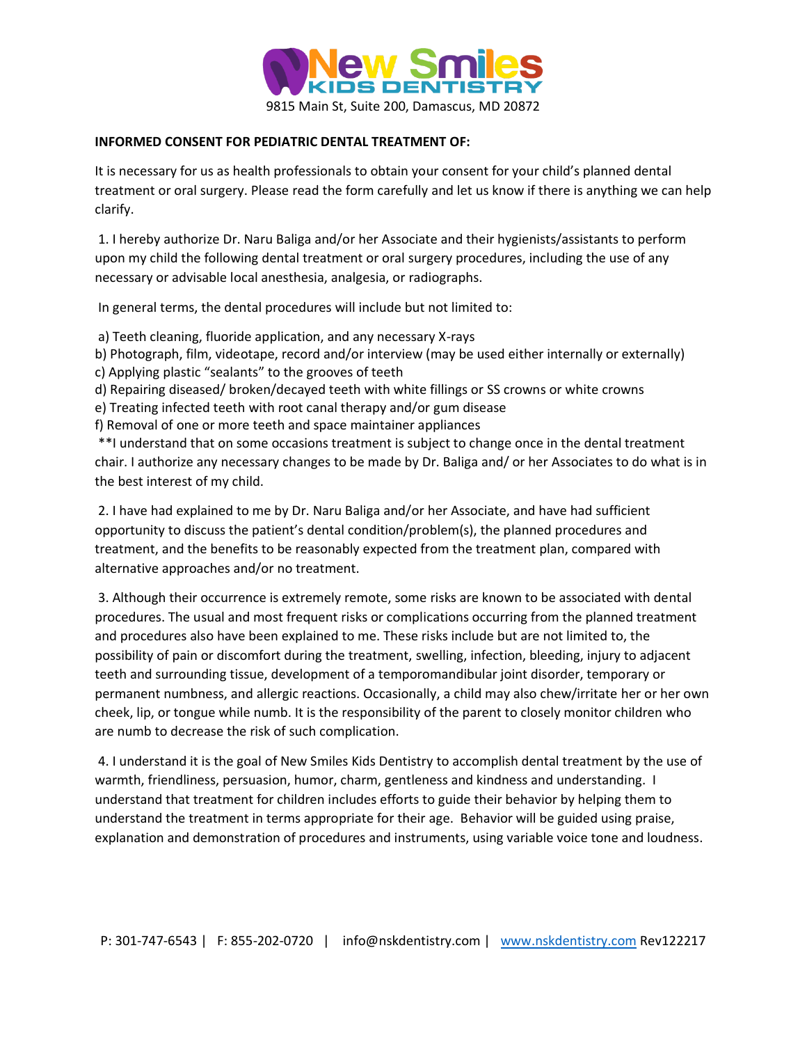# New Smiles KIDS DENTISTRY

9815 Main St, Suite 200, Damascus, MD 20872

**INFORMED CONSENT FOR PEDIATRIC DENTAL TREATMENT OF:**

It is necessary for us as health professionals to obtain your consent for your child's planned dental treatment or oral surgery. Please read the form carefully and let us know if there is anything we can help clarify.

1. I hereby authorize Dr. Naru Baliga and/or her Associate and their hygienists/assistants to perform upon my child the following dental treatment or oral surgery procedures, including the use of any necessary or advisable local anesthesia, analgesia, or radiographs.

In general terms, the dental procedures will include but not limited to:

a) Teeth cleaning, fluoride application, and any necessary X-rays
b) Photograph, film, videotape, record and/or interview (may be used either internally or externally)
c) Applying plastic "sealants" to the grooves of teeth
d) Repairing diseased/ broken/decayed teeth with white fillings or SS crowns or white crowns
e) Treating infected teeth with root canal therapy and/or gum disease
f) Removal of one or more teeth and space maintainer appliances

**I understand that on some occasions treatment is subject to change once in the dental treatment chair. I authorize any necessary changes to be made by Dr. Baliga and/ or her Associates to do what is in the best interest of my child.

2. I have had explained to me by Dr. Naru Baliga and/or her Associate, and have had sufficient opportunity to discuss the patient's dental condition/problem(s), the planned procedures and treatment, and the benefits to be reasonably expected from the treatment plan, compared with alternative approaches and/or no treatment.

3. Although their occurrence is extremely remote, some risks are known to be associated with dental procedures. The usual and most frequent risks or complications occurring from the planned treatment and procedures also have been explained to me. These risks include but are not limited to, the possibility of pain or discomfort during the treatment, swelling, infection, bleeding, injury to adjacent teeth and surrounding tissue, development of a temporomandibular joint disorder, temporary or permanent numbness, and allergic reactions. Occasionally, a child may also chew/irritate her or her own cheek, lip, or tongue while numb. It is the responsibility of the parent to closely monitor children who are numb to decrease the risk of such complication.

4. I understand it is the goal of New Smiles Kids Dentistry to accomplish dental treatment by the use of warmth, friendliness, persuasion, humor, charm, gentleness and kindness and understanding. I understand that treatment for children includes efforts to guide their behavior by helping them to understand the treatment in terms appropriate for their age. Behavior will be guided using praise, explanation and demonstration of procedures and instruments, using variable voice tone and loudness.

P: 301-747-6543 | F: 855-202-0720 | info@nskdentistry.com | www.nskdentistry.com Rev122217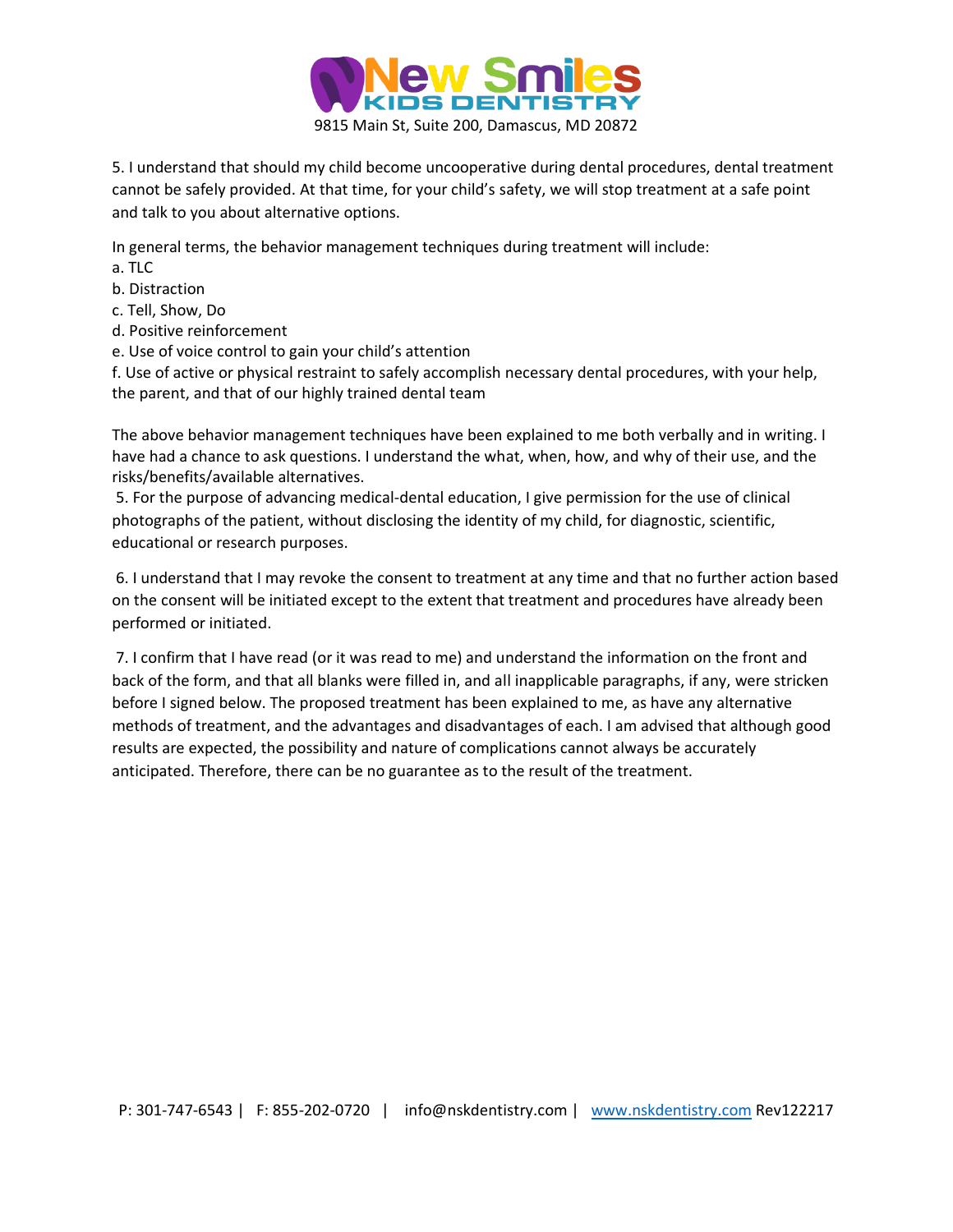5. I understand that should my child become uncooperative during dental procedures, dental treatment cannot be safely provided. At that time, for your child's safety, we will stop treatment at a safe point and talk to you about alternative options.

In general terms, the behavior management techniques during treatment will include:
a. TLC
b. Distraction
c. Tell, Show, Do
d. Positive reinforcement
e. Use of voice control to gain your child's attention
f. Use of active or physical restraint to safely accomplish necessary dental procedures, with your help, the parent, and that of our highly trained dental team

The above behavior management techniques have been explained to me both verbally and in writing. I have had a chance to ask questions. I understand the what, when, how, and why of their use, and the risks/benefits/available alternatives.

5. For the purpose of advancing medical-dental education, I give permission for the use of clinical photographs of the patient, without disclosing the identity of my child, for diagnostic, scientific, educational or research purposes.

6. I understand that I may revoke the consent to treatment at any time and that no further action based on the consent will be initiated except to the extent that treatment and procedures have already been performed or initiated.

7. I confirm that I have read (or it was read to me) and understand the information on the front and back of the form, and that all blanks were filled in, and all inapplicable paragraphs, if any, were stricken before I signed below. The proposed treatment has been explained to me, as have any alternative methods of treatment, and the advantages and disadvantages of each. I am advised that although good results are expected, the possibility and nature of complications cannot always be accurately anticipated. Therefore, there can be no guarantee as to the result of the treatment.